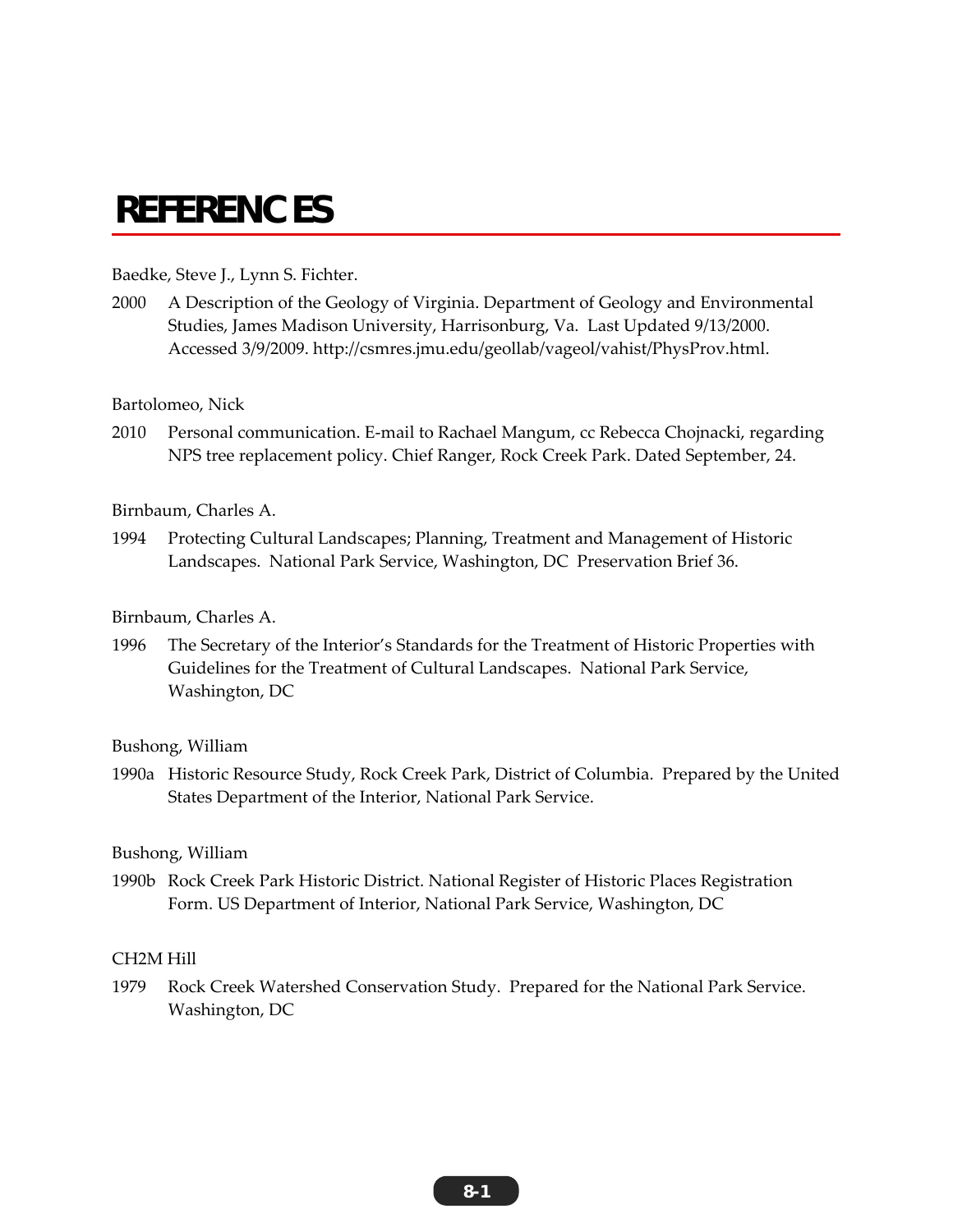# REFERENCES

Baedke, Steve J., Lynn S. Fichter.

2000 A Description of the Geology of Virginia. Department of Geology and Environmental Studies, James Madison University, Harrisonburg, Va. Last Updated 9/13/2000. Accessed 3/9/2009. http://csmres.jmu.edu/geollab/vageol/vahist/PhysProv.html.

Bartolomeo, Nick

2010 Personal communication. E-mail to Rachael Mangum, cc Rebecca Chojnacki, regarding NPS tree replacement policy. Chief Ranger, Rock Creek Park. Dated September, 24.

Birnbaum, Charles A.

1994 Protecting Cultural Landscapes; Planning, Treatment and Management of Historic Landscapes. National Park Service, Washington, DC Preservation Brief 36.

Birnbaum, Charles A.

1996 The Secretary of the Interior's Standards for the Treatment of Historic Properties with Guidelines for the Treatment of Cultural Landscapes. National Park Service, Washington, DC

Bushong, William

1990a Historic Resource Study, Rock Creek Park, District of Columbia. Prepared by the United States Department of the Interior, National Park Service.

Bushong, William

1990b Rock Creek Park Historic District. National Register of Historic Places Registration Form. US Department of Interior, National Park Service, Washington, DC

CH2M Hill

1979 Rock Creek Watershed Conservation Study. Prepared for the National Park Service. Washington, DC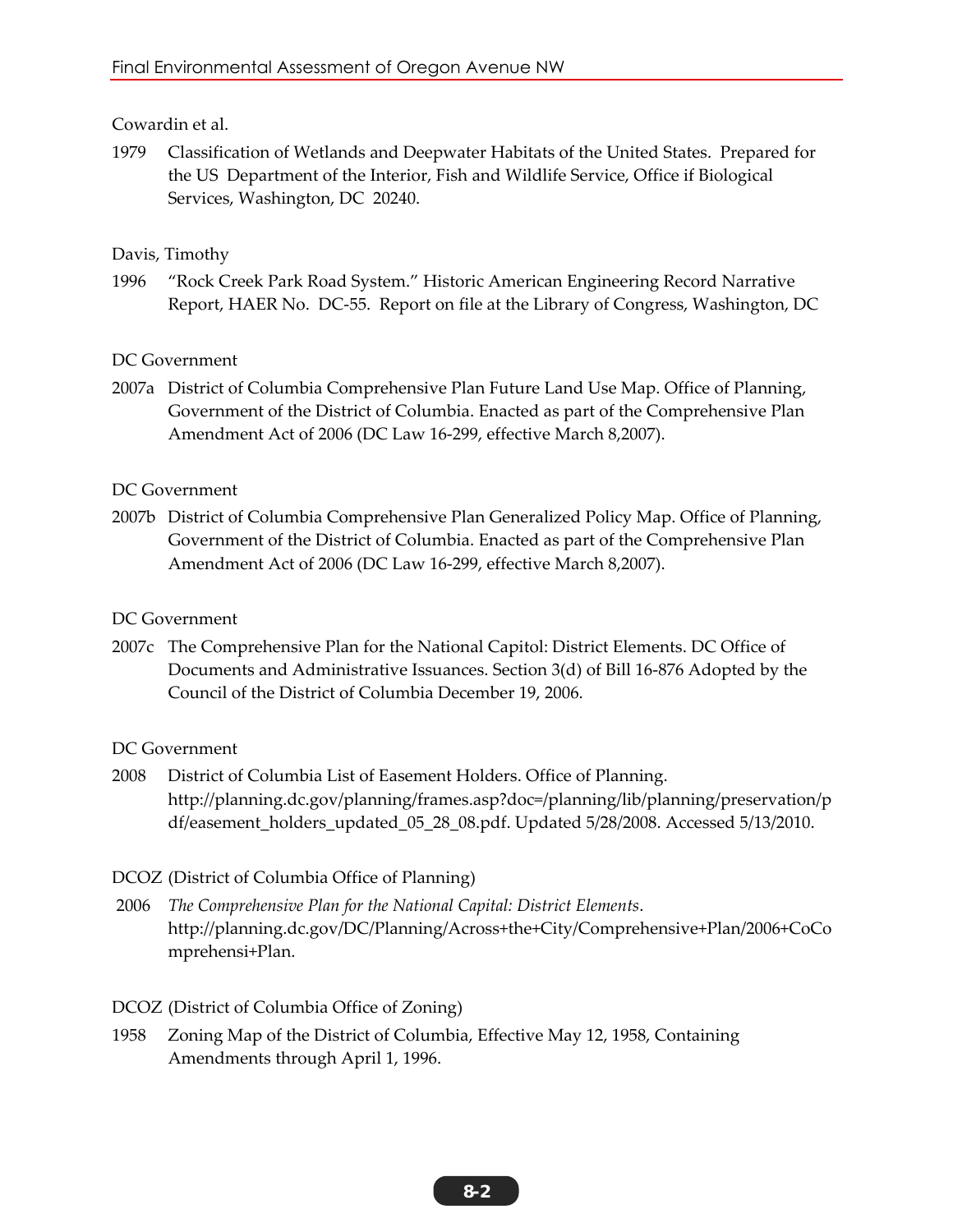Cowardin et al.

1979 Classification of Wetlands and Deepwater Habitats of the United States. Prepared for the US Department of the Interior, Fish and Wildlife Service, Office if Biological Services, Washington, DC 20240.

Davis, Timothy

1996 "Rock Creek Park Road System." Historic American Engineering Record Narrative Report, HAER No. DC-55. Report on file at the Library of Congress, Washington, DC

DC Government

2007a District of Columbia Comprehensive Plan Future Land Use Map. Office of Planning, Government of the District of Columbia. Enacted as part of the Comprehensive Plan Amendment Act of 2006 (DC Law 16-299, effective March 8,2007).

DC Government

2007b District of Columbia Comprehensive Plan Generalized Policy Map. Office of Planning, Government of the District of Columbia. Enacted as part of the Comprehensive Plan Amendment Act of 2006 (DC Law 16-299, effective March 8,2007).

DC Government

2007c The Comprehensive Plan for the National Capitol: District Elements. DC Office of Documents and Administrative Issuances. Section 3(d) of Bill 16-876 Adopted by the Council of the District of Columbia December 19, 2006.

DC Government

2008 District of Columbia List of Easement Holders. Office of Planning. http://planning.dc.gov/planning/frames.asp?doc=/planning/lib/planning/preservation/pdf/easement_holders_updated_05_28_08.pdf. Updated 5/28/2008. Accessed 5/13/2010.

DCOZ (District of Columbia Office of Planning)

2006 *The Comprehensive Plan for the National Capital: District Elements*. http://planning.dc.gov/DC/Planning/Across+the+City/Comprehensive+Plan/2006+CoComprehensi+Plan.

DCOZ (District of Columbia Office of Zoning)

1958 Zoning Map of the District of Columbia, Effective May 12, 1958, Containing Amendments through April 1, 1996.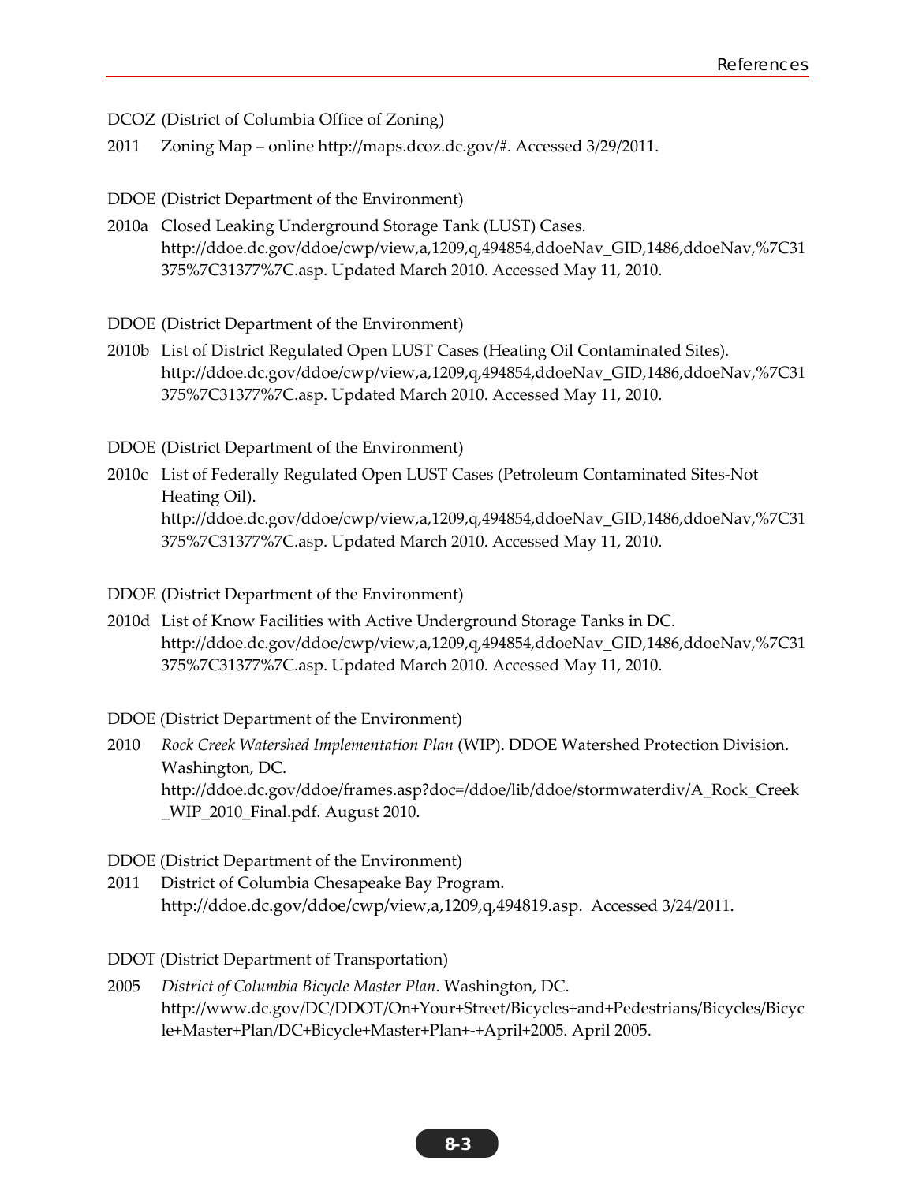DCOZ (District of Columbia Office of Zoning)

2011 Zoning Map – online http://maps.dcoz.dc.gov/#. Accessed 3/29/2011.

DDOE (District Department of the Environment)

2010a Closed Leaking Underground Storage Tank (LUST) Cases. http://ddoe.dc.gov/ddoe/cwp/view,a,1209,q,494854,ddoeNav_GID,1486,ddoeNav,%7C31375%7C31377%7C.asp. Updated March 2010. Accessed May 11, 2010.

DDOE (District Department of the Environment)

2010b List of District Regulated Open LUST Cases (Heating Oil Contaminated Sites). http://ddoe.dc.gov/ddoe/cwp/view,a,1209,q,494854,ddoeNav_GID,1486,ddoeNav,%7C31375%7C31377%7C.asp. Updated March 2010. Accessed May 11, 2010.

DDOE (District Department of the Environment)

2010c List of Federally Regulated Open LUST Cases (Petroleum Contaminated Sites-Not Heating Oil). http://ddoe.dc.gov/ddoe/cwp/view,a,1209,q,494854,ddoeNav_GID,1486,ddoeNav,%7C31375%7C31377%7C.asp. Updated March 2010. Accessed May 11, 2010.

DDOE (District Department of the Environment)

2010d List of Know Facilities with Active Underground Storage Tanks in DC. http://ddoe.dc.gov/ddoe/cwp/view,a,1209,q,494854,ddoeNav_GID,1486,ddoeNav,%7C31375%7C31377%7C.asp. Updated March 2010. Accessed May 11, 2010.

DDOE (District Department of the Environment)

2010 *Rock Creek Watershed Implementation Plan* (WIP). DDOE Watershed Protection Division. Washington, DC. http://ddoe.dc.gov/ddoe/frames.asp?doc=/ddoe/lib/ddoe/stormwaterdiv/A_Rock_Creek_WIP_2010_Final.pdf. August 2010.

DDOE (District Department of the Environment)

2011 District of Columbia Chesapeake Bay Program. http://ddoe.dc.gov/ddoe/cwp/view,a,1209,q,494819.asp. Accessed 3/24/2011.

DDOT (District Department of Transportation)

2005 *District of Columbia Bicycle Master Plan*. Washington, DC. http://www.dc.gov/DC/DDOT/On+Your+Street/Bicycles+and+Pedestrians/Bicycles/Bicycle+Master+Plan/DC+Bicycle+Master+Plan+-+April+2005. April 2005.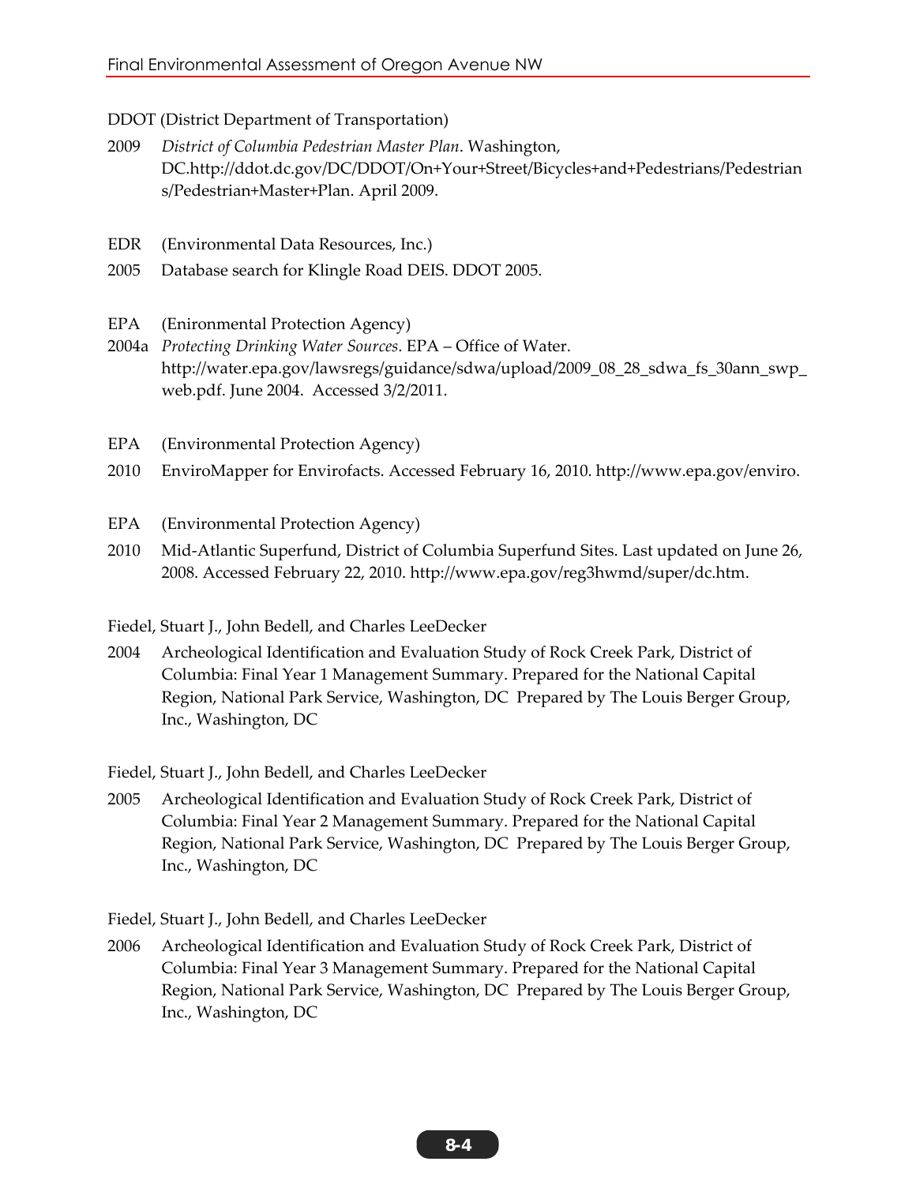DDOT (District Department of Transportation)

2009 *District of Columbia Pedestrian Master Plan*. Washington, DC.http://ddot.dc.gov/DC/DDOT/On+Your+Street/Bicycles+and+Pedestrians/Pedestrians/Pedestrian+Master+Plan. April 2009.

EDR (Environmental Data Resources, Inc.)

2005 Database search for Klingle Road DEIS. DDOT 2005.

EPA (Enironmental Protection Agency)

2004a *Protecting Drinking Water Sources*. EPA – Office of Water. http://water.epa.gov/lawsregs/guidance/sdwa/upload/2009_08_28_sdwa_fs_30ann_swp_web.pdf. June 2004. Accessed 3/2/2011.

EPA (Environmental Protection Agency)

2010 EnviroMapper for Envirofacts. Accessed February 16, 2010. http://www.epa.gov/enviro.

EPA (Environmental Protection Agency)

2010 Mid-Atlantic Superfund, District of Columbia Superfund Sites. Last updated on June 26, 2008. Accessed February 22, 2010. http://www.epa.gov/reg3hwmd/super/dc.htm.

Fiedel, Stuart J., John Bedell, and Charles LeeDecker

2004 Archeological Identification and Evaluation Study of Rock Creek Park, District of Columbia: Final Year 1 Management Summary. Prepared for the National Capital Region, National Park Service, Washington, DC Prepared by The Louis Berger Group, Inc., Washington, DC

Fiedel, Stuart J., John Bedell, and Charles LeeDecker

2005 Archeological Identification and Evaluation Study of Rock Creek Park, District of Columbia: Final Year 2 Management Summary. Prepared for the National Capital Region, National Park Service, Washington, DC Prepared by The Louis Berger Group, Inc., Washington, DC

Fiedel, Stuart J., John Bedell, and Charles LeeDecker

2006 Archeological Identification and Evaluation Study of Rock Creek Park, District of Columbia: Final Year 3 Management Summary. Prepared for the National Capital Region, National Park Service, Washington, DC Prepared by The Louis Berger Group, Inc., Washington, DC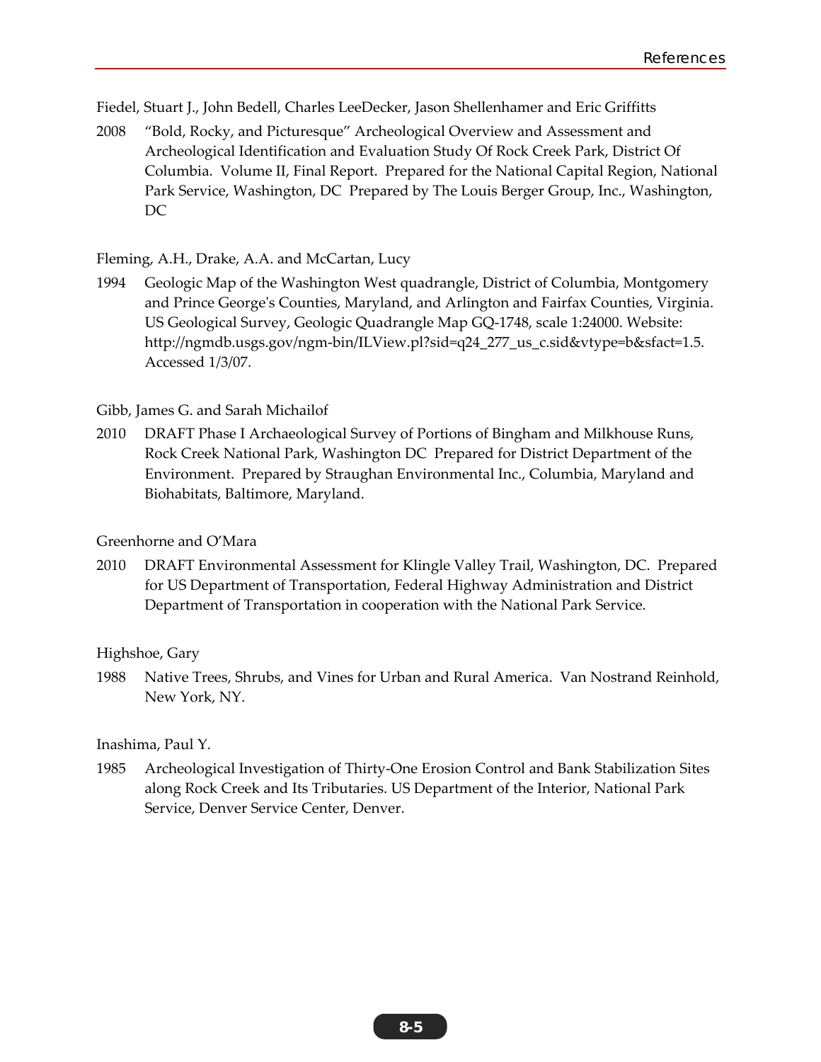Fiedel, Stuart J., John Bedell, Charles LeeDecker, Jason Shellenhamer and Eric Griffitts

2008 "Bold, Rocky, and Picturesque" Archeological Overview and Assessment and Archeological Identification and Evaluation Study Of Rock Creek Park, District Of Columbia. Volume II, Final Report. Prepared for the National Capital Region, National Park Service, Washington, DC Prepared by The Louis Berger Group, Inc., Washington, DC

Fleming, A.H., Drake, A.A. and McCartan, Lucy

1994 Geologic Map of the Washington West quadrangle, District of Columbia, Montgomery and Prince George's Counties, Maryland, and Arlington and Fairfax Counties, Virginia. US Geological Survey, Geologic Quadrangle Map GQ-1748, scale 1:24000. Website: http://ngmdb.usgs.gov/ngm-bin/ILView.pl?sid=q24_277_us_c.sid&vtype=b&sfact=1.5. Accessed 1/3/07.

Gibb, James G. and Sarah Michailof

2010 DRAFT Phase I Archaeological Survey of Portions of Bingham and Milkhouse Runs, Rock Creek National Park, Washington DC Prepared for District Department of the Environment. Prepared by Straughan Environmental Inc., Columbia, Maryland and Biohabitats, Baltimore, Maryland.

Greenhorne and O'Mara

2010 DRAFT Environmental Assessment for Klingle Valley Trail, Washington, DC. Prepared for US Department of Transportation, Federal Highway Administration and District Department of Transportation in cooperation with the National Park Service.

Highshoe, Gary

1988 Native Trees, Shrubs, and Vines for Urban and Rural America. Van Nostrand Reinhold, New York, NY.

Inashima, Paul Y.

1985 Archeological Investigation of Thirty-One Erosion Control and Bank Stabilization Sites along Rock Creek and Its Tributaries. US Department of the Interior, National Park Service, Denver Service Center, Denver.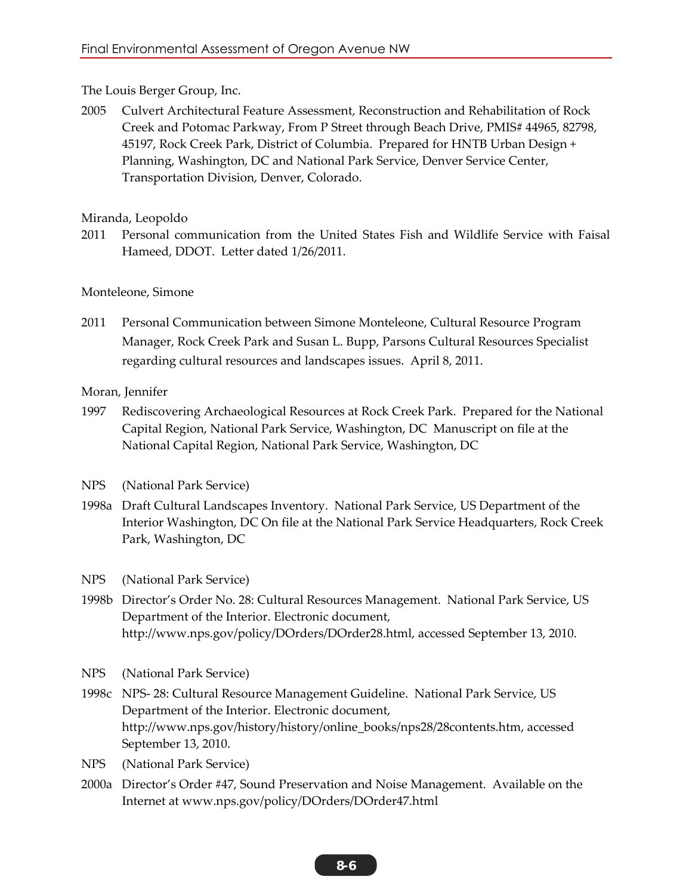The Louis Berger Group, Inc.

2005 Culvert Architectural Feature Assessment, Reconstruction and Rehabilitation of Rock Creek and Potomac Parkway, From P Street through Beach Drive, PMIS# 44965, 82798, 45197, Rock Creek Park, District of Columbia. Prepared for HNTB Urban Design + Planning, Washington, DC and National Park Service, Denver Service Center, Transportation Division, Denver, Colorado.

Miranda, Leopoldo

2011 Personal communication from the United States Fish and Wildlife Service with Faisal Hameed, DDOT. Letter dated 1/26/2011.

Monteleone, Simone

2011 Personal Communication between Simone Monteleone, Cultural Resource Program Manager, Rock Creek Park and Susan L. Bupp, Parsons Cultural Resources Specialist regarding cultural resources and landscapes issues. April 8, 2011.

Moran, Jennifer

1997 Rediscovering Archaeological Resources at Rock Creek Park. Prepared for the National Capital Region, National Park Service, Washington, DC Manuscript on file at the National Capital Region, National Park Service, Washington, DC

NPS (National Park Service)

1998a Draft Cultural Landscapes Inventory. National Park Service, US Department of the Interior Washington, DC On file at the National Park Service Headquarters, Rock Creek Park, Washington, DC

NPS (National Park Service)

1998b Director's Order No. 28: Cultural Resources Management. National Park Service, US Department of the Interior. Electronic document, http://www.nps.gov/policy/DOrders/DOrder28.html, accessed September 13, 2010.

NPS (National Park Service)

1998c NPS- 28: Cultural Resource Management Guideline. National Park Service, US Department of the Interior. Electronic document, http://www.nps.gov/history/history/online_books/nps28/28contents.htm, accessed September 13, 2010.

NPS (National Park Service)

2000a Director's Order #47, Sound Preservation and Noise Management. Available on the Internet at www.nps.gov/policy/DOrders/DOrder47.html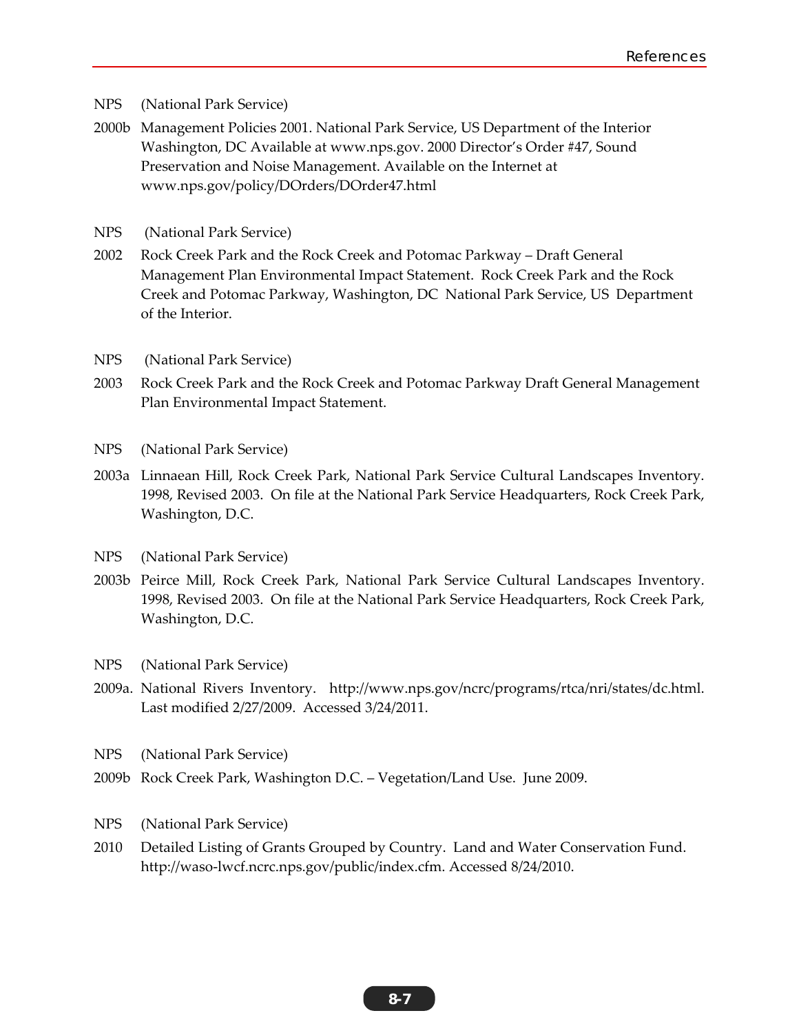NPS (National Park Service)

2000b Management Policies 2001. National Park Service, US Department of the Interior Washington, DC Available at www.nps.gov. 2000 Director's Order #47, Sound Preservation and Noise Management. Available on the Internet at www.nps.gov/policy/DOrders/DOrder47.html

NPS (National Park Service)

2002 Rock Creek Park and the Rock Creek and Potomac Parkway – Draft General Management Plan Environmental Impact Statement. Rock Creek Park and the Rock Creek and Potomac Parkway, Washington, DC National Park Service, US Department of the Interior.

NPS (National Park Service)

2003 Rock Creek Park and the Rock Creek and Potomac Parkway Draft General Management Plan Environmental Impact Statement.

NPS (National Park Service)

2003a Linnaean Hill, Rock Creek Park, National Park Service Cultural Landscapes Inventory. 1998, Revised 2003. On file at the National Park Service Headquarters, Rock Creek Park, Washington, D.C.

NPS (National Park Service)

2003b Peirce Mill, Rock Creek Park, National Park Service Cultural Landscapes Inventory. 1998, Revised 2003. On file at the National Park Service Headquarters, Rock Creek Park, Washington, D.C.

NPS (National Park Service)

2009a. National Rivers Inventory. http://www.nps.gov/ncrc/programs/rtca/nri/states/dc.html. Last modified 2/27/2009. Accessed 3/24/2011.

NPS (National Park Service)

2009b Rock Creek Park, Washington D.C. – Vegetation/Land Use. June 2009.

NPS (National Park Service)

2010 Detailed Listing of Grants Grouped by Country. Land and Water Conservation Fund. http://waso-lwcf.ncrc.nps.gov/public/index.cfm. Accessed 8/24/2010.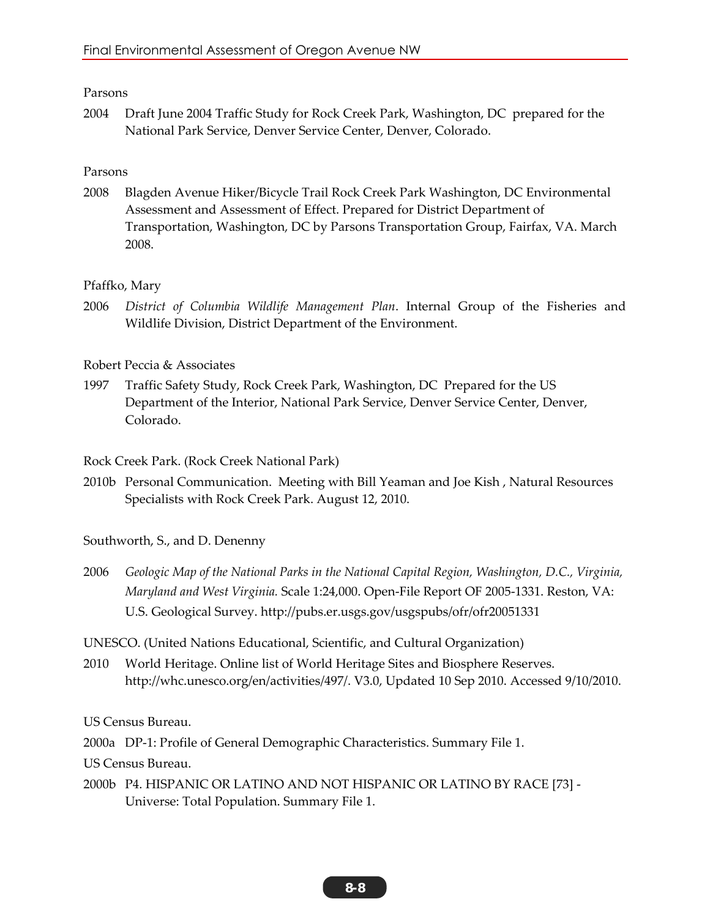Parsons

2004 Draft June 2004 Traffic Study for Rock Creek Park, Washington, DC prepared for the National Park Service, Denver Service Center, Denver, Colorado.

Parsons

2008 Blagden Avenue Hiker/Bicycle Trail Rock Creek Park Washington, DC Environmental Assessment and Assessment of Effect. Prepared for District Department of Transportation, Washington, DC by Parsons Transportation Group, Fairfax, VA. March 2008.

Pfaffko, Mary

2006 *District of Columbia Wildlife Management Plan*. Internal Group of the Fisheries and Wildlife Division, District Department of the Environment.

Robert Peccia & Associates

1997 Traffic Safety Study, Rock Creek Park, Washington, DC Prepared for the US Department of the Interior, National Park Service, Denver Service Center, Denver, Colorado.

Rock Creek Park. (Rock Creek National Park)

2010b Personal Communication. Meeting with Bill Yeaman and Joe Kish , Natural Resources Specialists with Rock Creek Park. August 12, 2010.

Southworth, S., and D. Denenny

2006 *Geologic Map of the National Parks in the National Capital Region, Washington, D.C., Virginia, Maryland and West Virginia.* Scale 1:24,000. Open-File Report OF 2005-1331. Reston, VA: U.S. Geological Survey. http://pubs.er.usgs.gov/usgspubs/ofr/ofr20051331

UNESCO. (United Nations Educational, Scientific, and Cultural Organization)

2010 World Heritage. Online list of World Heritage Sites and Biosphere Reserves. http://whc.unesco.org/en/activities/497/. V3.0, Updated 10 Sep 2010. Accessed 9/10/2010.

US Census Bureau.

2000a DP-1: Profile of General Demographic Characteristics. Summary File 1.

US Census Bureau.

2000b P4. HISPANIC OR LATINO AND NOT HISPANIC OR LATINO BY RACE [73] - Universe: Total Population. Summary File 1.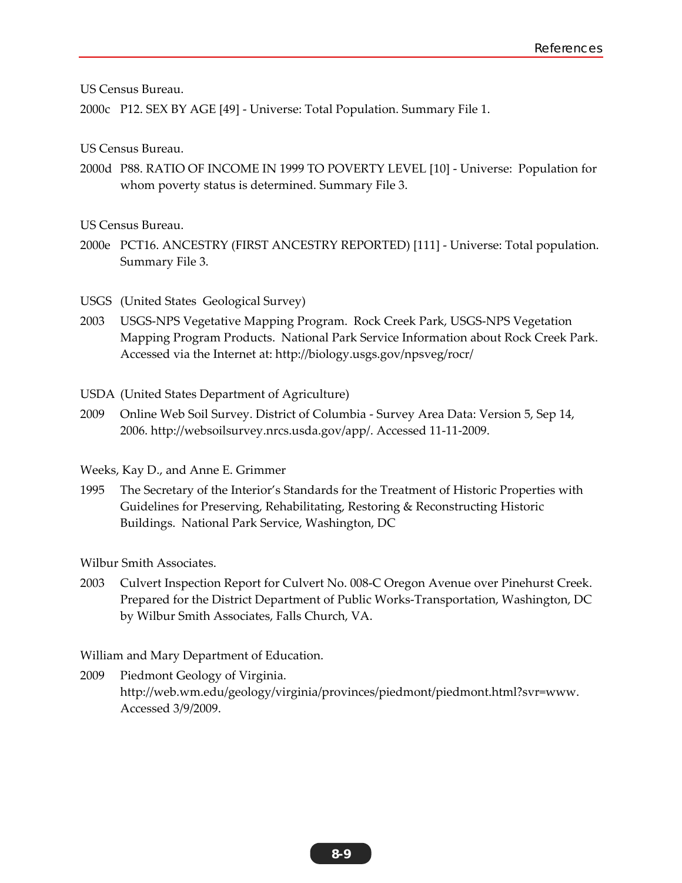US Census Bureau.

2000c P12. SEX BY AGE [49] - Universe: Total Population. Summary File 1.

US Census Bureau.

2000d P88. RATIO OF INCOME IN 1999 TO POVERTY LEVEL [10] - Universe: Population for whom poverty status is determined. Summary File 3.

US Census Bureau.

2000e PCT16. ANCESTRY (FIRST ANCESTRY REPORTED) [111] - Universe: Total population. Summary File 3.

USGS (United States Geological Survey)

2003 USGS-NPS Vegetative Mapping Program. Rock Creek Park, USGS-NPS Vegetation Mapping Program Products. National Park Service Information about Rock Creek Park. Accessed via the Internet at: http://biology.usgs.gov/npsveg/rocr/

USDA (United States Department of Agriculture)

2009 Online Web Soil Survey. District of Columbia - Survey Area Data: Version 5, Sep 14, 2006. http://websoilsurvey.nrcs.usda.gov/app/. Accessed 11-11-2009.

Weeks, Kay D., and Anne E. Grimmer

1995 The Secretary of the Interior's Standards for the Treatment of Historic Properties with Guidelines for Preserving, Rehabilitating, Restoring & Reconstructing Historic Buildings. National Park Service, Washington, DC

Wilbur Smith Associates.

2003 Culvert Inspection Report for Culvert No. 008-C Oregon Avenue over Pinehurst Creek. Prepared for the District Department of Public Works-Transportation, Washington, DC by Wilbur Smith Associates, Falls Church, VA.

William and Mary Department of Education.

2009 Piedmont Geology of Virginia. http://web.wm.edu/geology/virginia/provinces/piedmont/piedmont.html?svr=www. Accessed 3/9/2009.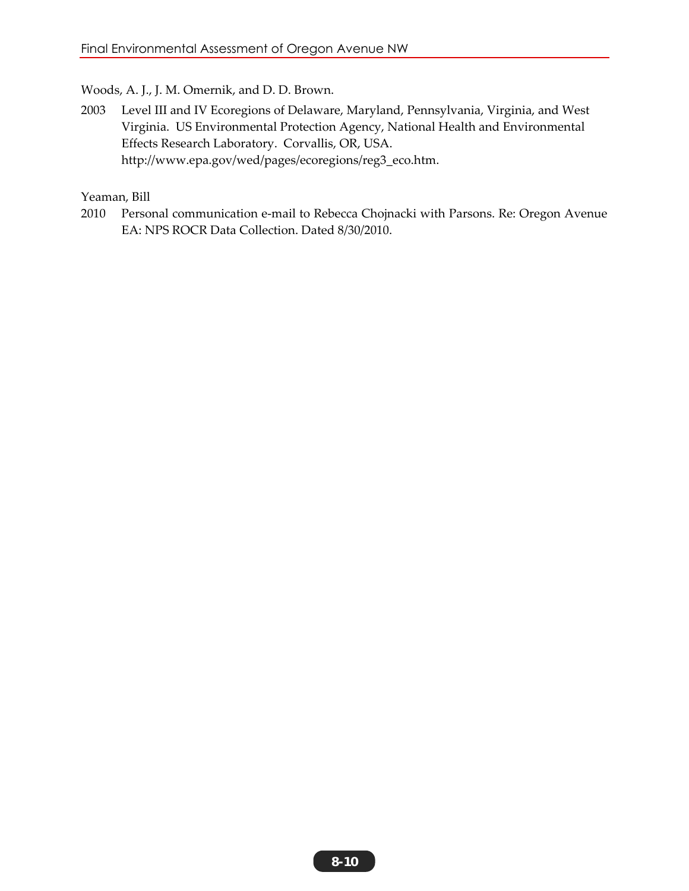Woods, A. J., J. M. Omernik, and D. D. Brown.

2003 Level III and IV Ecoregions of Delaware, Maryland, Pennsylvania, Virginia, and West Virginia. US Environmental Protection Agency, National Health and Environmental Effects Research Laboratory. Corvallis, OR, USA. http://www.epa.gov/wed/pages/ecoregions/reg3_eco.htm.

Yeaman, Bill

2010 Personal communication e-mail to Rebecca Chojnacki with Parsons. Re: Oregon Avenue EA: NPS ROCR Data Collection. Dated 8/30/2010.